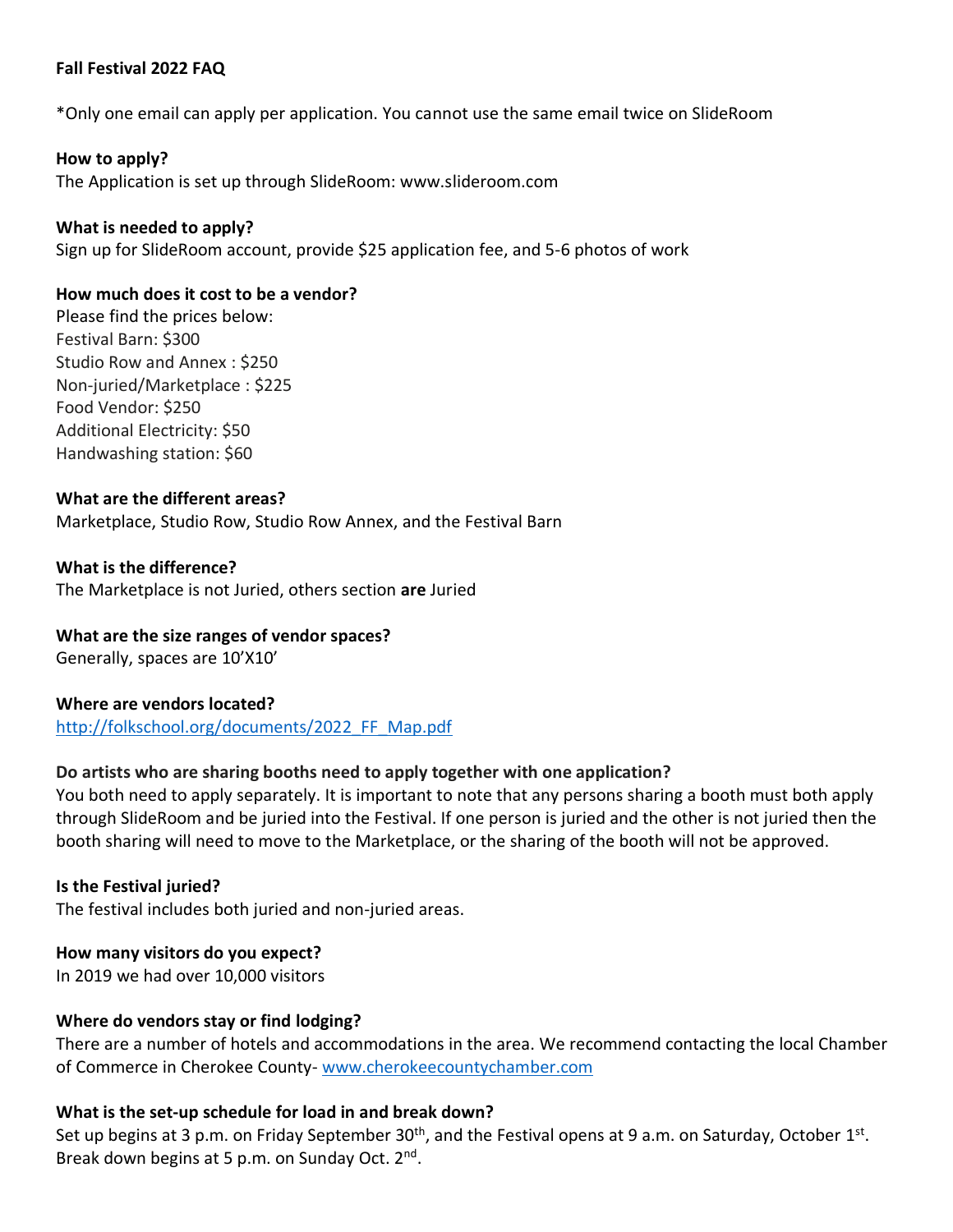**Fall Festival 2022 FAQ**

*Only one email can apply per application. You cannot use the same email twice on SlideRoom

**How to apply?**
The Application is set up through SlideRoom: www.slideroom.com

**What is needed to apply?**
Sign up for SlideRoom account, provide $25 application fee, and 5-6 photos of work

**How much does it cost to be a vendor?**
Please find the prices below:
Festival Barn: $300
Studio Row and Annex : $250
Non-juried/Marketplace : $225
Food Vendor: $250
Additional Electricity: $50
Handwashing station: $60

**What are the different areas?**
Marketplace, Studio Row, Studio Row Annex, and the Festival Barn

**What is the difference?**
The Marketplace is not Juried, others section **are** Juried

**What are the size ranges of vendor spaces?**
Generally, spaces are 10'X10'

**Where are vendors located?**
[http://folkschool.org/documents/2022_FF_Map.pdf](http://folkschool.org/documents/2022_FF_Map.pdf)

**Do artists who are sharing booths need to apply together with one application?**
You both need to apply separately. It is important to note that any persons sharing a booth must both apply through SlideRoom and be juried into the Festival. If one person is juried and the other is not juried then the booth sharing will need to move to the Marketplace, or the sharing of the booth will not be approved.

**Is the Festival juried?**
The festival includes both juried and non-juried areas.

**How many visitors do you expect?**
In 2019 we had over 10,000 visitors

**Where do vendors stay or find lodging?**
There are a number of hotels and accommodations in the area. We recommend contacting the local Chamber of Commerce in Cherokee County- [www.cherokeecountychamber.com](http://www.cherokeecountychamber.com)

**What is the set-up schedule for load in and break down?**
Set up begins at 3 p.m. on Friday September 30th, and the Festival opens at 9 a.m. on Saturday, October 1st. Break down begins at 5 p.m. on Sunday Oct. 2nd.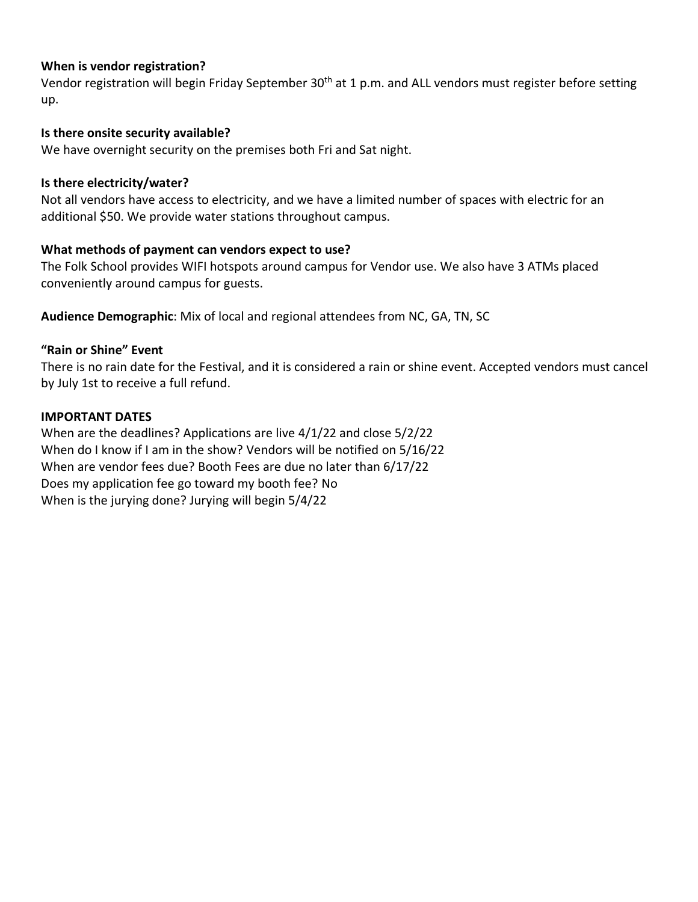**When is vendor registration?**

Vendor registration will begin Friday September 30th at 1 p.m. and ALL vendors must register before setting up.

**Is there onsite security available?**

We have overnight security on the premises both Fri and Sat night.

**Is there electricity/water?**

Not all vendors have access to electricity, and we have a limited number of spaces with electric for an additional $50. We provide water stations throughout campus.

**What methods of payment can vendors expect to use?**

The Folk School provides WIFI hotspots around campus for Vendor use. We also have 3 ATMs placed conveniently around campus for guests.

**Audience Demographic**: Mix of local and regional attendees from NC, GA, TN, SC

**"Rain or Shine" Event**

There is no rain date for the Festival, and it is considered a rain or shine event. Accepted vendors must cancel by July 1st to receive a full refund.

**IMPORTANT DATES**

When are the deadlines? Applications are live 4/1/22 and close 5/2/22
When do I know if I am in the show? Vendors will be notified on 5/16/22
When are vendor fees due? Booth Fees are due no later than 6/17/22
Does my application fee go toward my booth fee? No
When is the jurying done? Jurying will begin 5/4/22